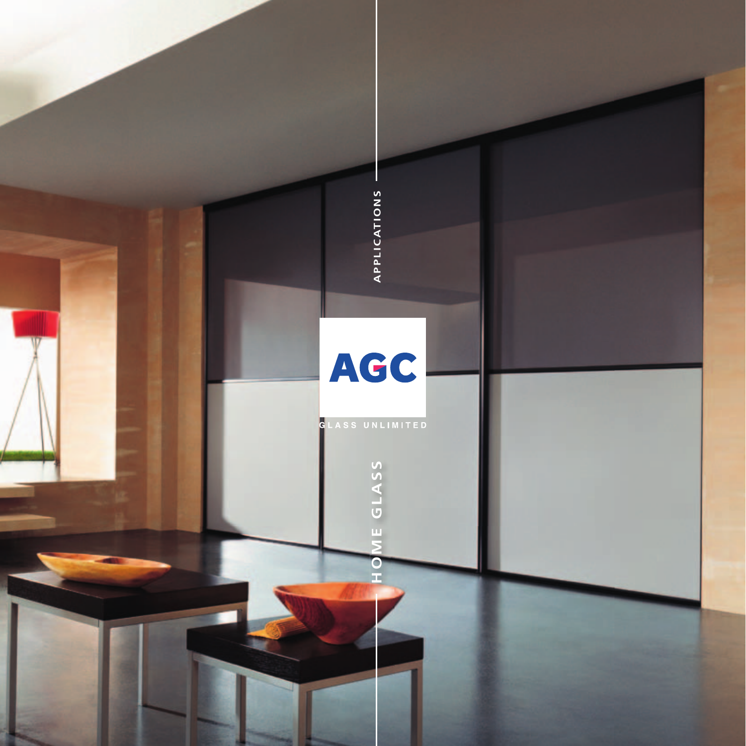APPLICATIONS

AGC

GLASS UNLIMITED

# HOME GLASS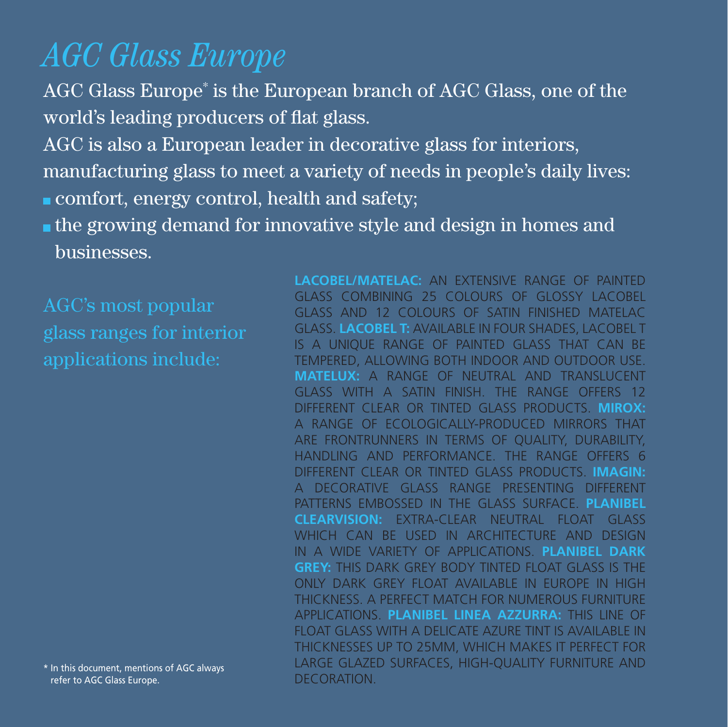# *AGC Glass Europe*

AGC Glass Europe* is the European branch of AGC Glass, one of the world's leading producers of flat glass.

AGC is also a European leader in decorative glass for interiors, manufacturing glass to meet a variety of needs in people's daily lives:

- comfort, energy control, health and safety;
- the growing demand for innovative style and design in homes and businesses.

## AGC's most popular glass ranges for interior applications include:

**LACOBEL/MATELAC:** AN EXTENSIVE RANGE OF PAINTED GLASS COMBINING 25 COLOURS OF GLOSSY LACOBEL GLASS AND 12 COLOURS OF SATIN FINISHED MATELAC GLASS. **LACOBEL T:** AVAILABLE IN FOUR SHADES, LACOBEL T IS A UNIQUE RANGE OF PAINTED GLASS THAT CAN BE TEMPERED, ALLOWING BOTH INDOOR AND OUTDOOR USE. **MATELUX:** A RANGE OF NEUTRAL AND TRANSLUCENT GLASS WITH A SATIN FINISH. THE RANGE OFFERS 12 DIFFERENT CLEAR OR TINTED GLASS PRODUCTS. **MIROX:** A RANGE OF ECOLOGICALLY-PRODUCED MIRRORS THAT ARE FRONTRUNNERS IN TERMS OF QUALITY, DURABILITY, HANDLING AND PERFORMANCE. THE RANGE OFFERS 6 DIFFERENT CLEAR OR TINTED GLASS PRODUCTS. **IMAGIN:** A DECORATIVE GLASS RANGE PRESENTING DIFFERENT PATTERNS EMBOSSED IN THE GLASS SURFACE. **PLANIBEL CLEARVISION:** EXTRA-CLEAR NEUTRAL FLOAT GLASS WHICH CAN BE USED IN ARCHITECTURE AND DESIGN IN A WIDE VARIETY OF APPLICATIONS. **PLANIBEL DARK GREY:** THIS DARK GREY BODY TINTED FLOAT GLASS IS THE ONLY DARK GREY FLOAT AVAILABLE IN EUROPE IN HIGH THICKNESS. A PERFECT MATCH FOR NUMEROUS FURNITURE APPLICATIONS. **PLANIBEL LINEA AZZURRA:** THIS LINE OF FLOAT GLASS WITH A DELICATE AZURE TINT IS AVAILABLE IN THICKNESSES UP TO 25MM, WHICH MAKES IT PERFECT FOR LARGE GLAZED SURFACES, HIGH-QUALITY FURNITURE AND DECORATION.

\* In this document, mentions of AGC always refer to AGC Glass Europe.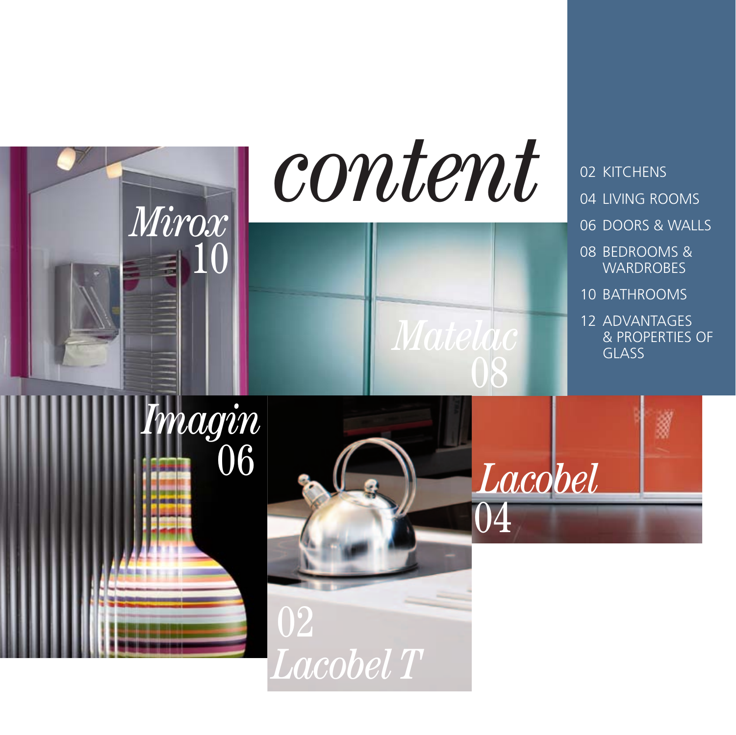# content

- 02 KITCHENS
- 04 LIVING ROOMS
- 06 DOORS & WALLS
- 08 BEDROOMS & WARDROBES
- 10 BATHROOMS
- 12 ADVANTAGES & PROPERTIES OF GLASS

*Mirox* 10

*Matelac* 08

*Imagin* 06

*Lacobel* 04

02 *Lacobel T*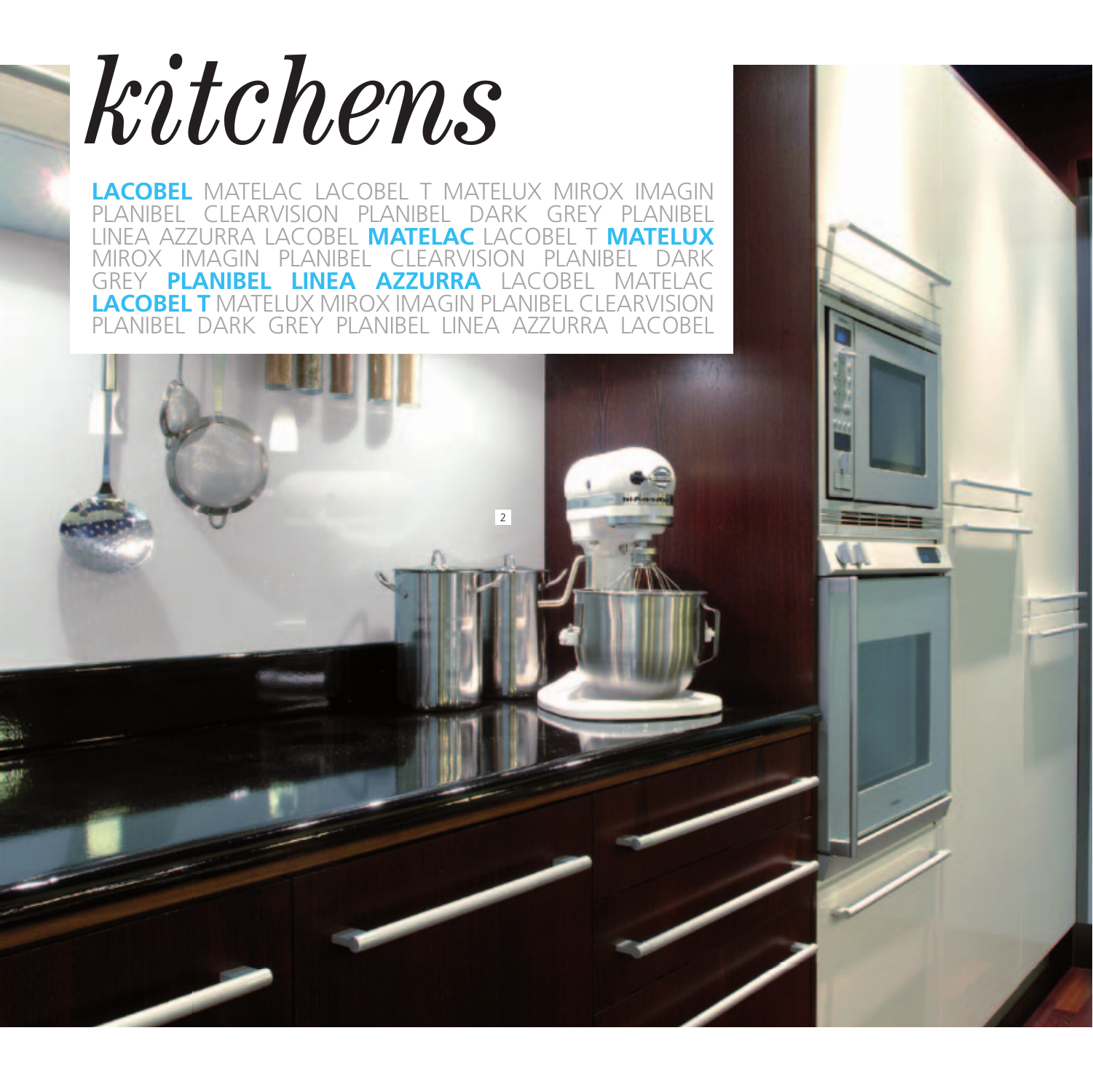# *kitchens*

**LACOBEL** MATELAC LACOBEL T MATELUX MIROX IMAGIN PLANIBEL CLEARVISION PLANIBEL DARK GREY PLANIBEL LINEA AZZURRA LACOBEL **MATELAC** LACOBEL T **MATELUX** MIROX IMAGIN PLANIBEL CLEARVISION PLANIBEL DARK GREY **PLANIBEL LINEA AZZURRA** LACOBEL MATELAC **LACOBEL T** MATELUX MIROX IMAGIN PLANIBEL CLEARVISION PLANIBEL DARK GREY PLANIBEL LINEA AZZURRA LACOBEL

2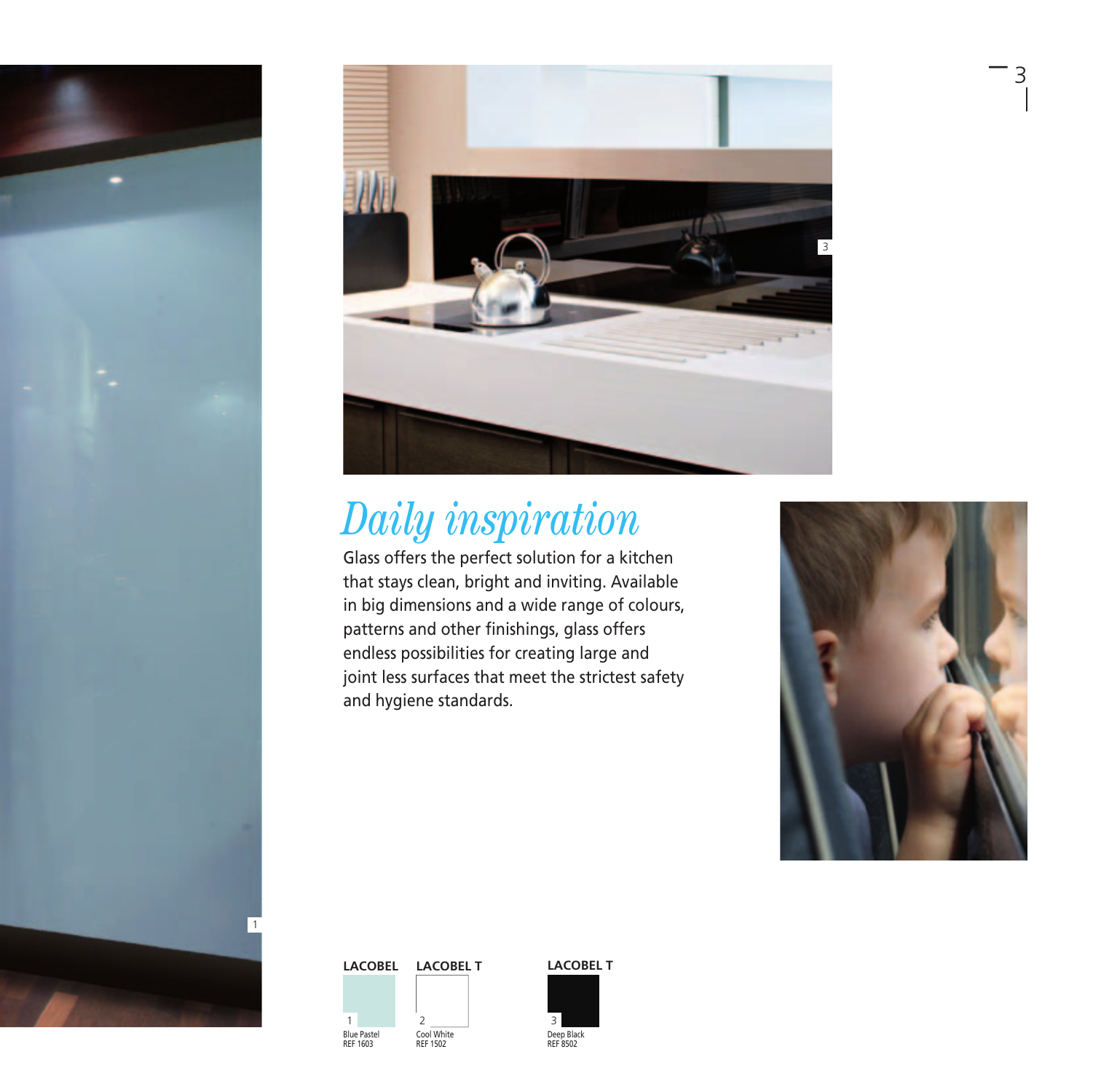# *Daily inspiration*

Glass offers the perfect solution for a kitchen that stays clean, bright and inviting. Available in big dimensions and a wide range of colours, patterns and other finishings, glass offers endless possibilities for creating large and joint less surfaces that meet the strictest safety and hygiene standards.

**LACOBEL**

1
Blue Pastel
REF 1603

**LACOBEL T**

2
Cool White
REF 1502

**LACOBEL T**

3
Deep Black
REF 8502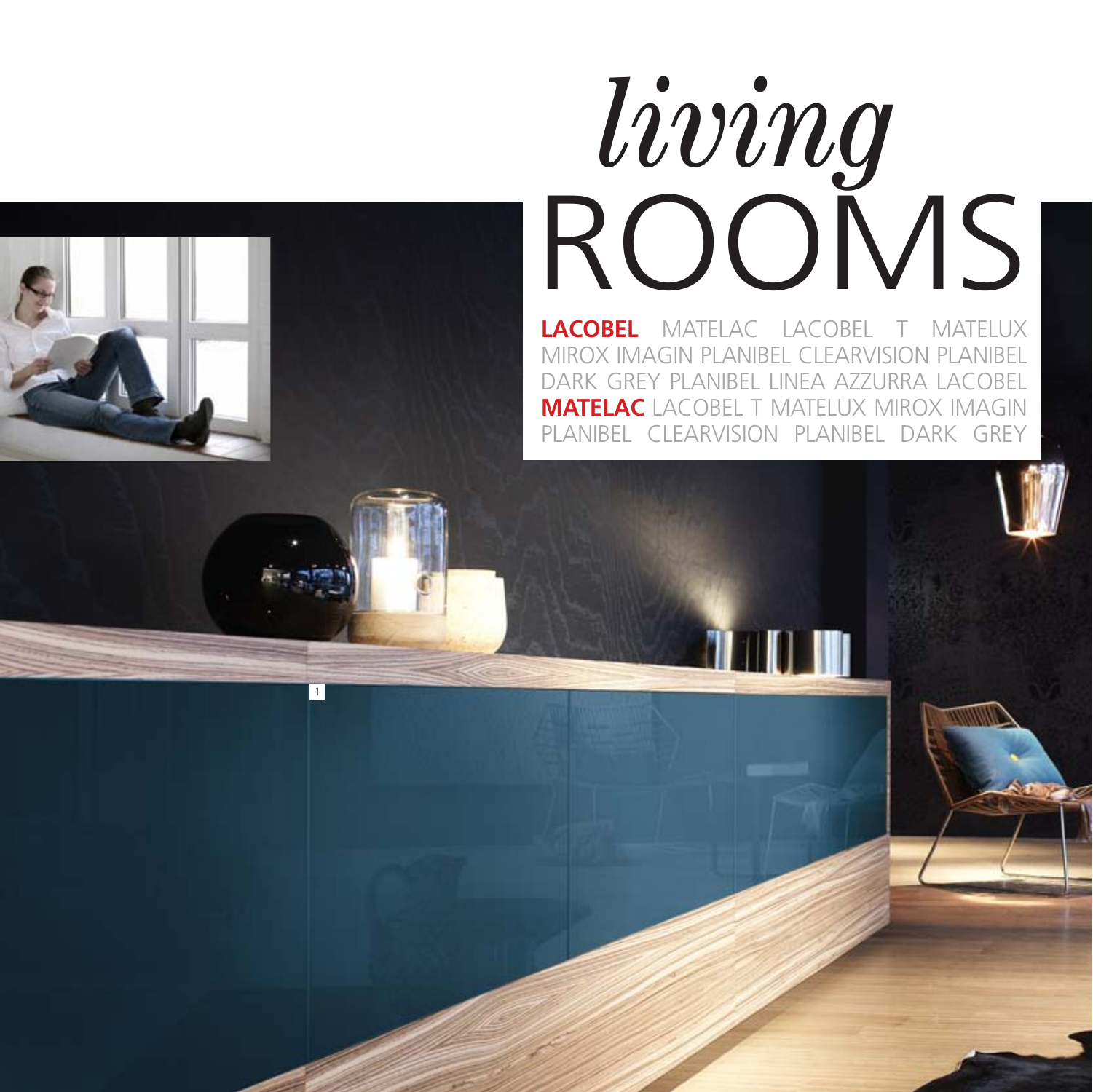# *living* ROOMS

**LACOBEL** MATELAC LACOBEL T MATELUX MIROX IMAGIN PLANIBEL CLEARVISION PLANIBEL DARK GREY PLANIBEL LINEA AZZURRA LACOBEL **MATELAC** LACOBEL T MATELUX MIROX IMAGIN PLANIBEL CLEARVISION PLANIBEL DARK GREY

1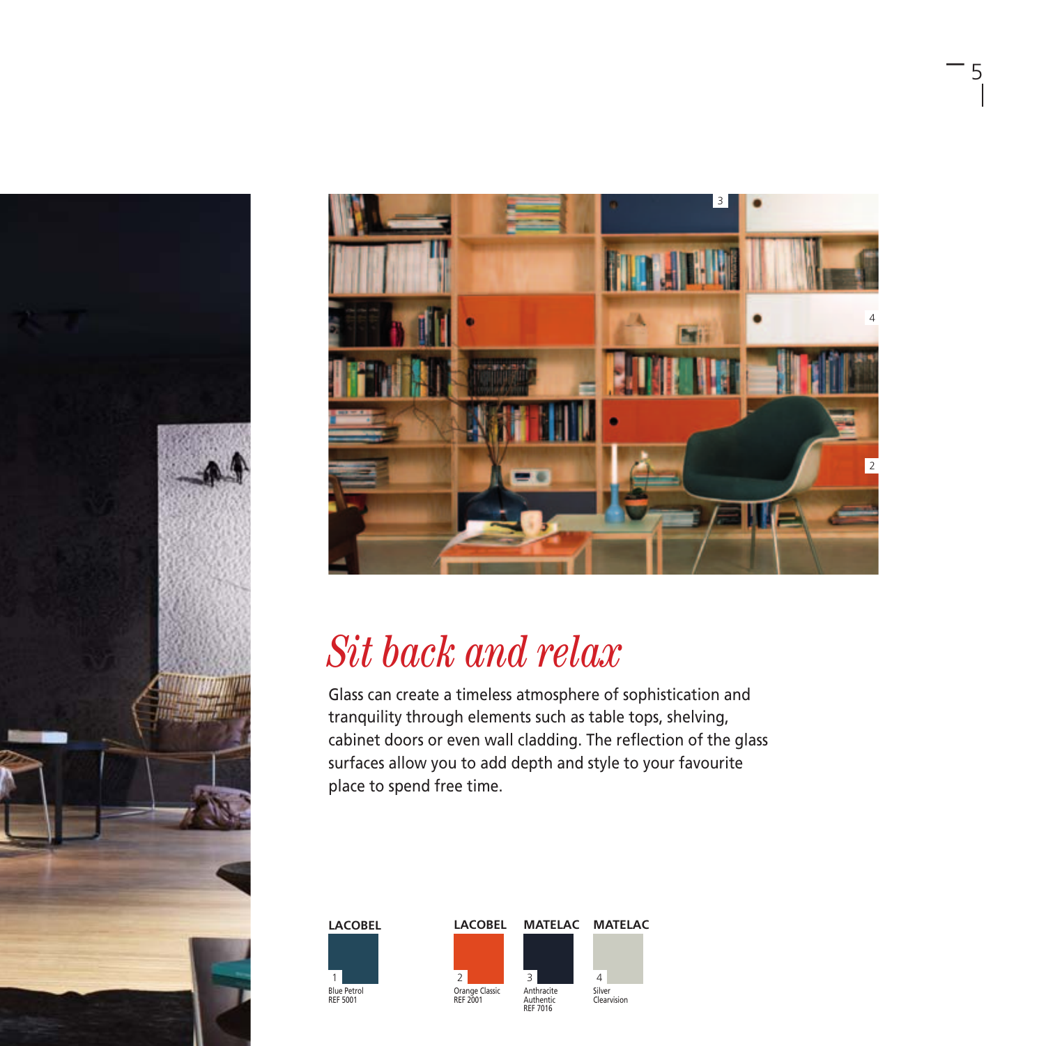# *Sit back and relax*

Glass can create a timeless atmosphere of sophistication and tranquility through elements such as table tops, shelving, cabinet doors or even wall cladding. The reflection of the glass surfaces allow you to add depth and style to your favourite place to spend free time.

| LACOBEL | LACOBEL | MATELAC | MATELAC |
| --- | --- | --- | --- |
| 1 Blue Petrol REF 5001 | 2 Orange Classic REF 2001 | 3 Anthracite Authentic REF 7016 | 4 Silver Clearvision |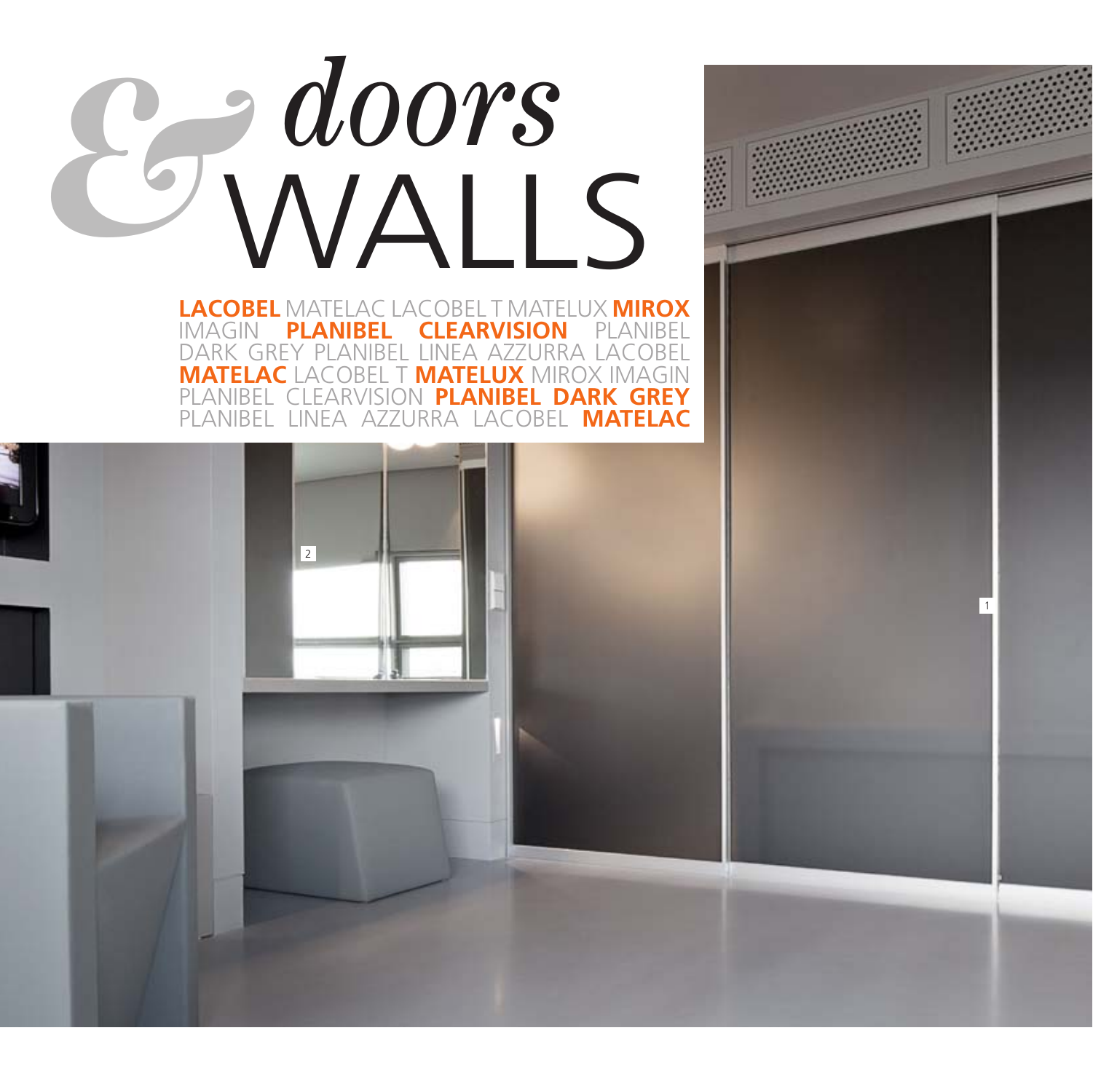# & *doors* WALLS

**LACOBEL** MATELAC LACOBEL T MATELUX **MIROX** IMAGIN **PLANIBEL** **CLEARVISION** PLANIBEL DARK GREY PLANIBEL LINEA AZZURRA LACOBEL **MATELAC** LACOBEL T **MATELUX** MIROX IMAGIN PLANIBEL CLEARVISION **PLANIBEL DARK GREY** PLANIBEL LINEA AZZURRA LACOBEL **MATELAC**

2

1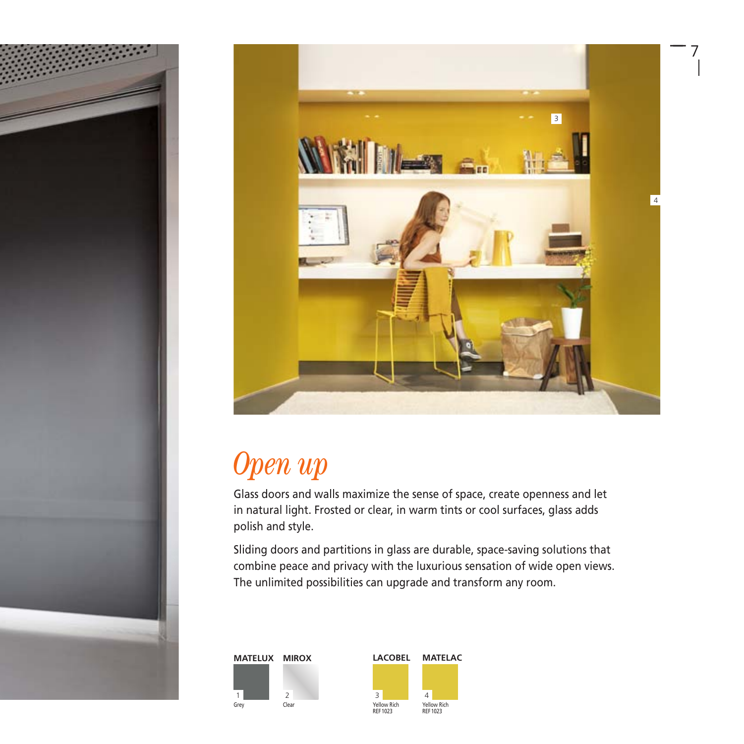# *Open up*

Glass doors and walls maximize the sense of space, create openness and let in natural light. Frosted or clear, in warm tints or cool surfaces, glass adds polish and style.

Sliding doors and partitions in glass are durable, space-saving solutions that combine peace and privacy with the luxurious sensation of wide open views. The unlimited possibilities can upgrade and transform any room.

| MATELUX | MIROX | LACOBEL | MATELAC |
|---|---|---|---|
| 1 Grey | 2 Clear | 3 Yellow Rich REF 1023 | 4 Yellow Rich REF 1023 |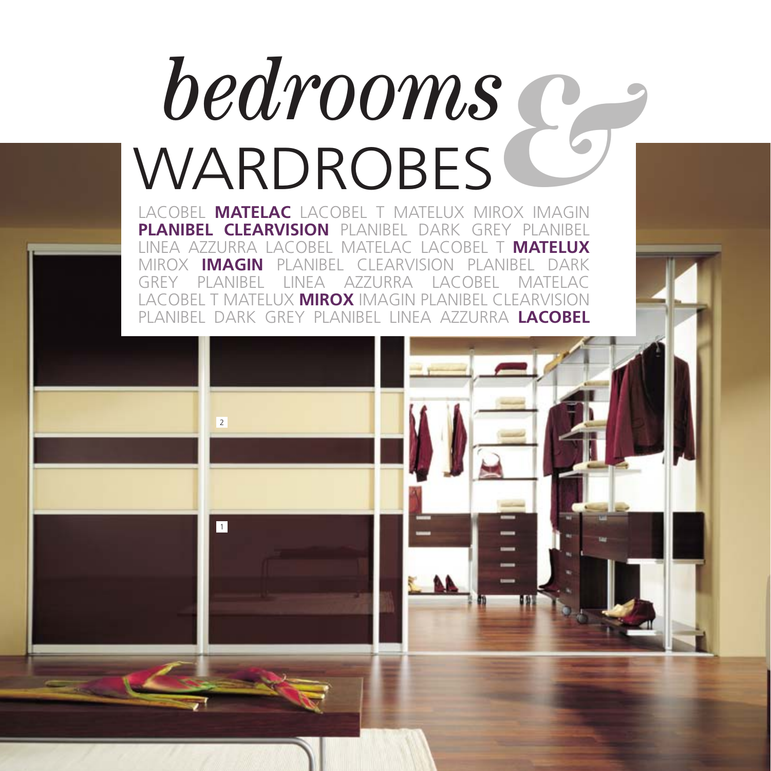# *bedrooms* & WARDROBES

LACOBEL **MATELAC** LACOBEL T MATELUX MIROX IMAGIN **PLANIBEL CLEARVISION** PLANIBEL DARK GREY PLANIBEL LINEA AZZURRA LACOBEL MATELAC LACOBEL T **MATELUX** MIROX **IMAGIN** PLANIBEL CLEARVISION PLANIBEL DARK GREY PLANIBEL LINEA AZZURRA LACOBEL MATELAC LACOBEL T MATELUX **MIROX** IMAGIN PLANIBEL CLEARVISION PLANIBEL DARK GREY PLANIBEL LINEA AZZURRA **LACOBEL**

2

1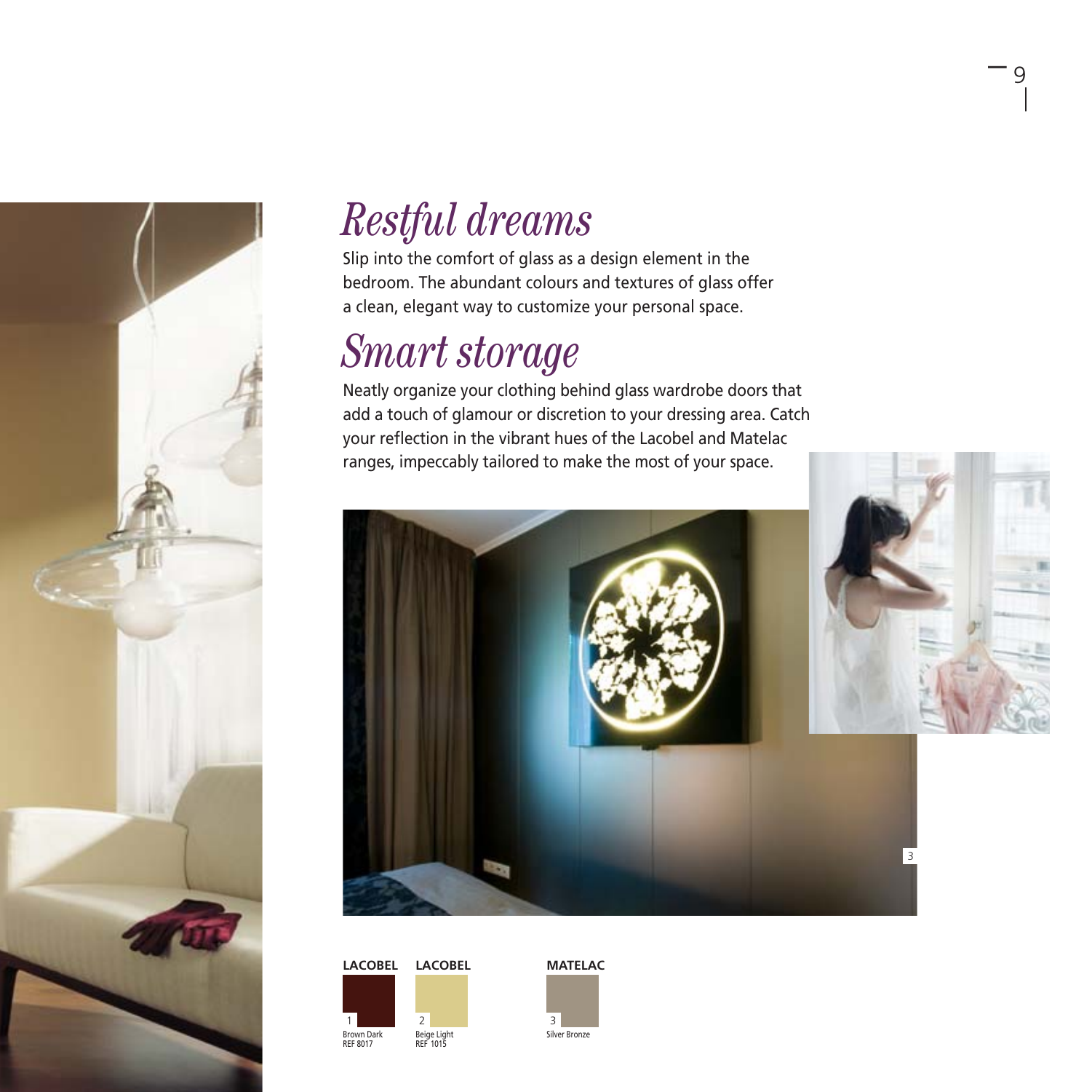## *Restful dreams*

Slip into the comfort of glass as a design element in the bedroom. The abundant colours and textures of glass offer a clean, elegant way to customize your personal space.

## *Smart storage*

Neatly organize your clothing behind glass wardrobe doors that add a touch of glamour or discretion to your dressing area. Catch your reflection in the vibrant hues of the Lacobel and Matelac ranges, impeccably tailored to make the most of your space.

3

**LACOBEL**

1 Brown Dark REF 8017

**LACOBEL**

2 Beige Light REF 1015

**MATELAC**

3 Silver Bronze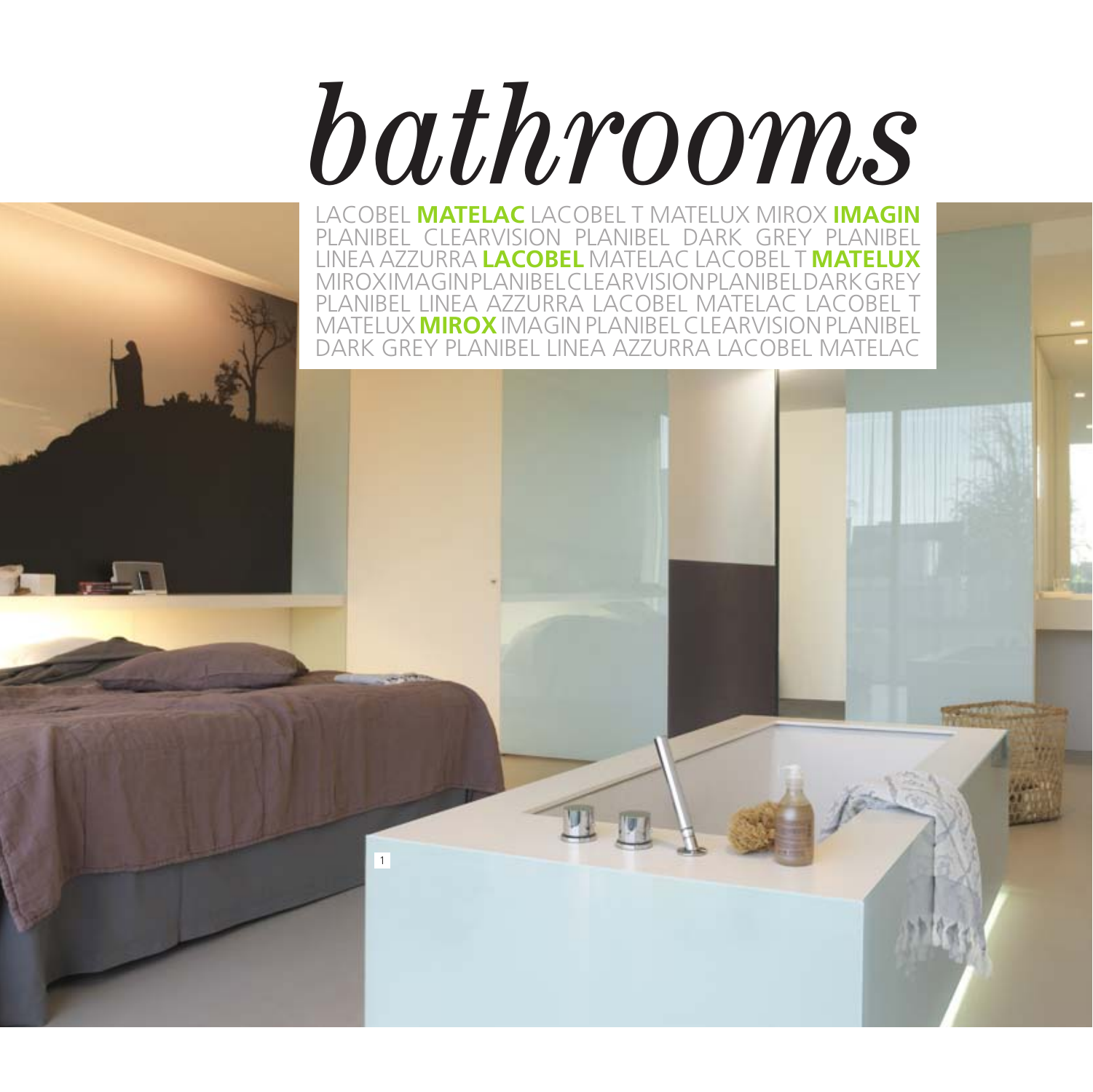# *bathrooms*

LACOBEL **MATELAC** LACOBEL T MATELUX MIROX **IMAGIN** PLANIBEL CLEARVISION PLANIBEL DARK GREY PLANIBEL LINEA AZZURRA **LACOBEL** MATELAC LACOBEL T **MATELUX** MIROXIMAGINPLANIBELCLEARVISIONPLANIBELDARKGREY PLANIBEL LINEA AZZURRA LACOBEL MATELAC LACOBEL T MATELUX **MIROX** IMAGIN PLANIBEL CLEARVISION PLANIBEL DARK GREY PLANIBEL LINEA AZZURRA LACOBEL MATELAC

1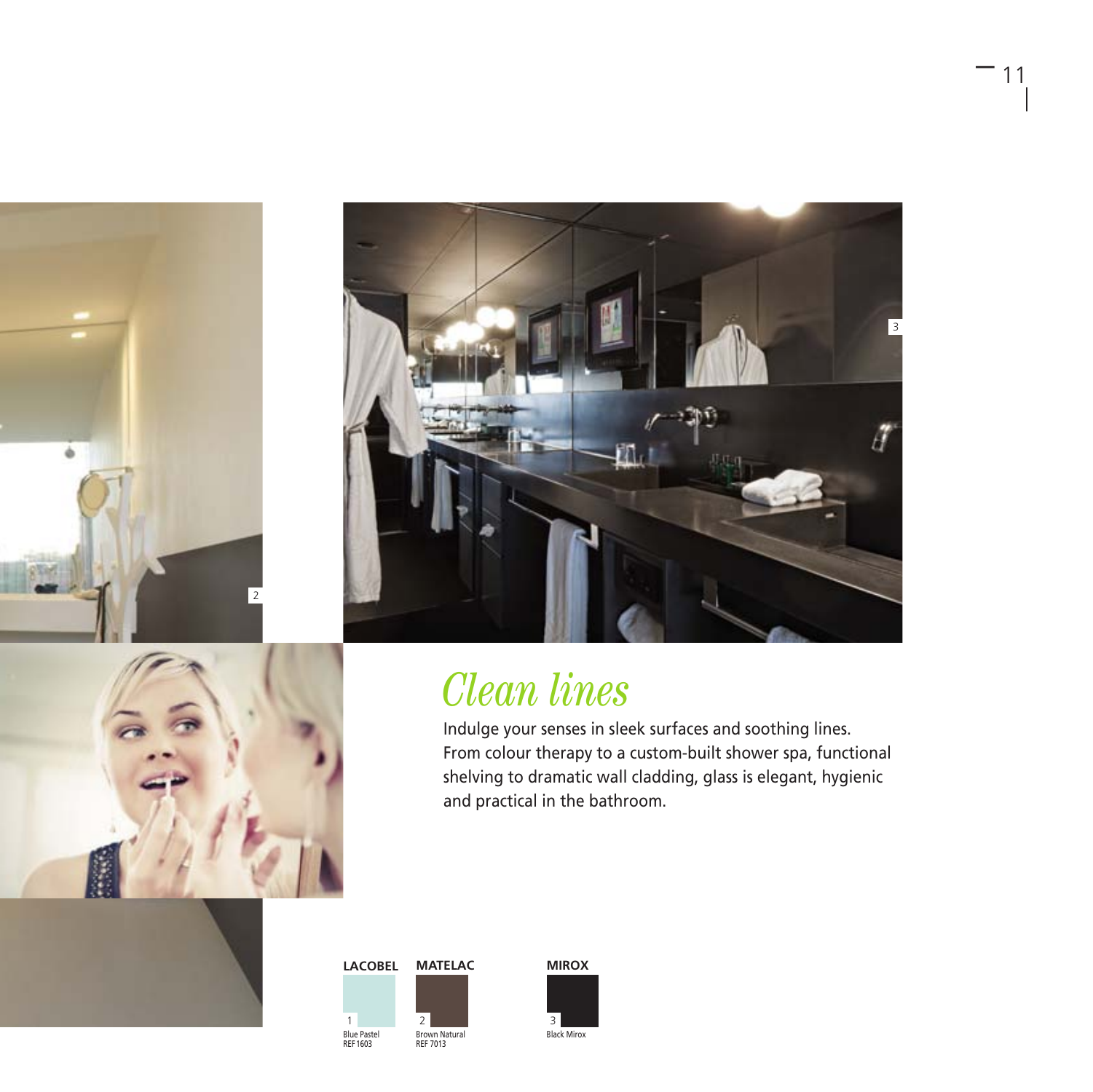# *Clean lines*

Indulge your senses in sleek surfaces and soothing lines. From colour therapy to a custom-built shower spa, functional shelving to dramatic wall cladding, glass is elegant, hygienic and practical in the bathroom.

**LACOBEL**

1
Blue Pastel
REF 1603

**MATELAC**

2
Brown Natural
REF 7013

**MIROX**

3
Black Mirox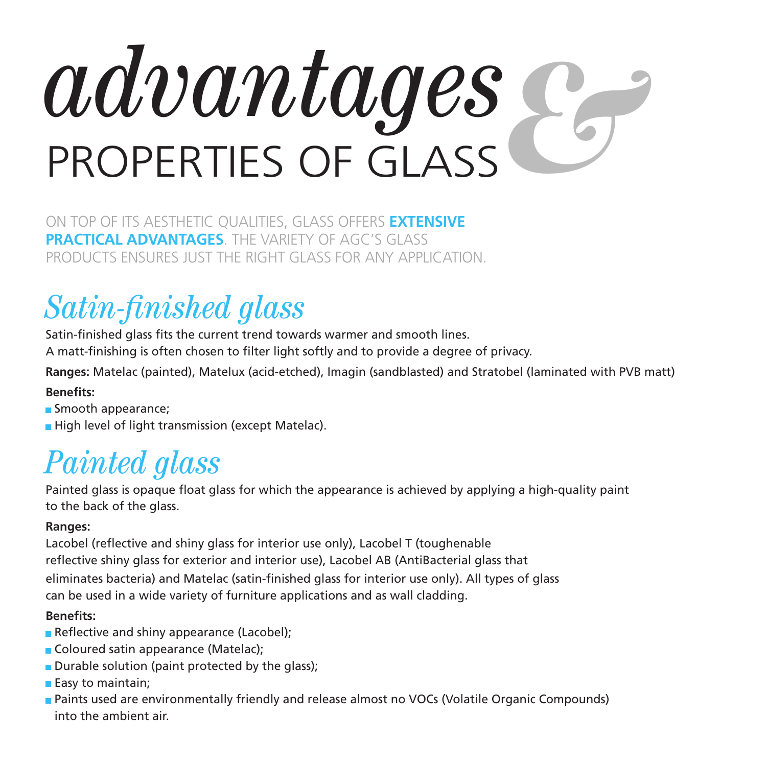# *advantages* & PROPERTIES OF GLASS

ON TOP OF ITS AESTHETIC QUALITIES, GLASS OFFERS **EXTENSIVE PRACTICAL ADVANTAGES**. THE VARIETY OF AGC'S GLASS PRODUCTS ENSURES JUST THE RIGHT GLASS FOR ANY APPLICATION.

## *Satin-finished glass*

Satin-finished glass fits the current trend towards warmer and smooth lines.
A matt-finishing is often chosen to filter light softly and to provide a degree of privacy.

**Ranges:** Matelac (painted), Matelux (acid-etched), Imagin (sandblasted) and Stratobel (laminated with PVB matt)

**Benefits:**

- Smooth appearance;
- High level of light transmission (except Matelac).

## *Painted glass*

Painted glass is opaque float glass for which the appearance is achieved by applying a high-quality paint to the back of the glass.

**Ranges:**

Lacobel (reflective and shiny glass for interior use only), Lacobel T (toughenable reflective shiny glass for exterior and interior use), Lacobel AB (AntiBacterial glass that eliminates bacteria) and Matelac (satin-finished glass for interior use only). All types of glass can be used in a wide variety of furniture applications and as wall cladding.

**Benefits:**

- Reflective and shiny appearance (Lacobel);
- Coloured satin appearance (Matelac);
- Durable solution (paint protected by the glass);
- Easy to maintain;
- Paints used are environmentally friendly and release almost no VOCs (Volatile Organic Compounds) into the ambient air.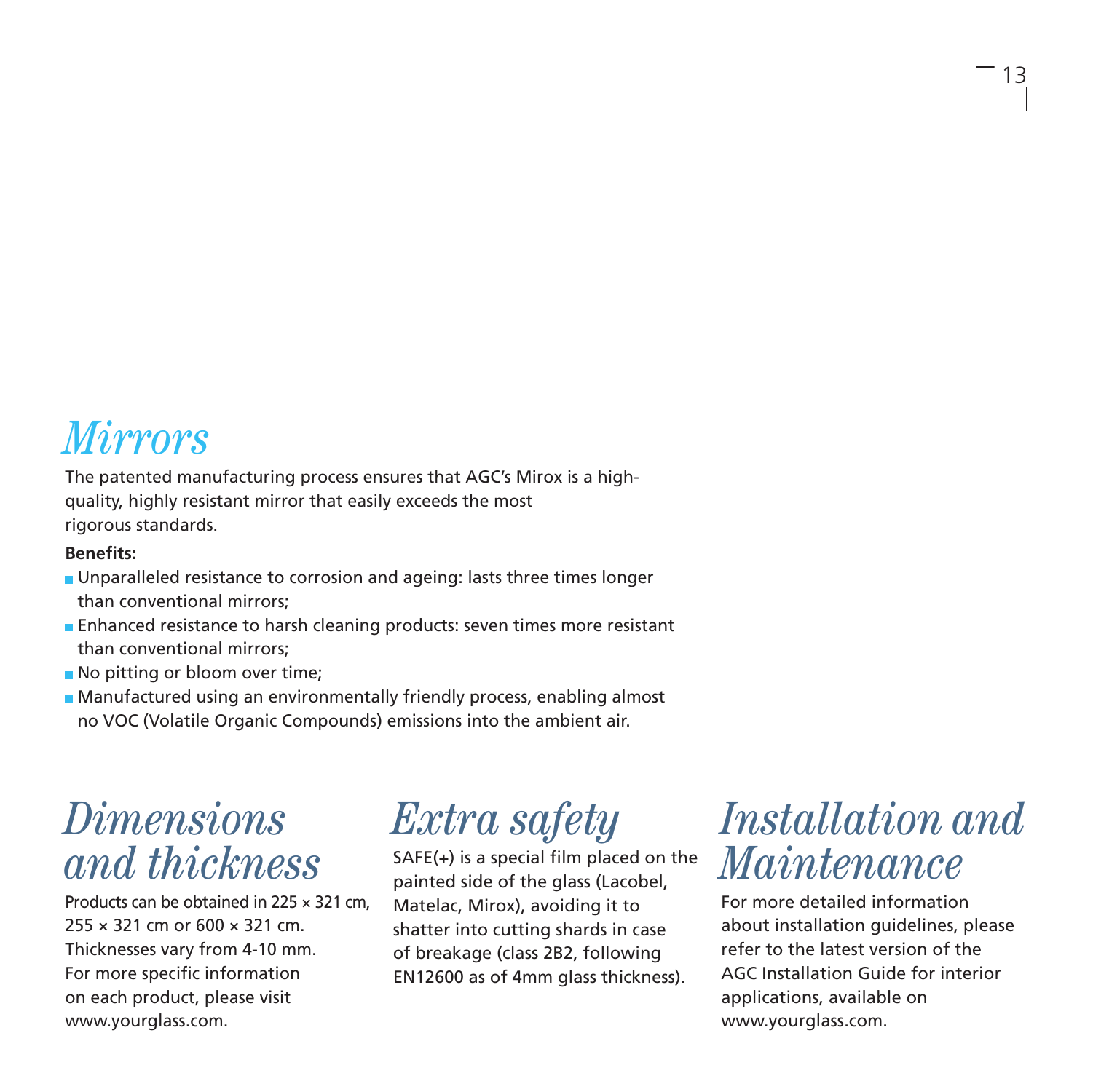# *Mirrors*

The patented manufacturing process ensures that AGC's Mirox is a high-quality, highly resistant mirror that easily exceeds the most rigorous standards.

**Benefits:**

- Unparalleled resistance to corrosion and ageing: lasts three times longer than conventional mirrors;
- Enhanced resistance to harsh cleaning products: seven times more resistant than conventional mirrors;
- No pitting or bloom over time;
- Manufactured using an environmentally friendly process, enabling almost no VOC (Volatile Organic Compounds) emissions into the ambient air.

## *Dimensions and thickness*

Products can be obtained in 225 × 321 cm, 255 × 321 cm or 600 × 321 cm. Thicknesses vary from 4-10 mm. For more specific information on each product, please visit www.yourglass.com.

## *Extra safety*

SAFE(+) is a special film placed on the painted side of the glass (Lacobel, Matelac, Mirox), avoiding it to shatter into cutting shards in case of breakage (class 2B2, following EN12600 as of 4mm glass thickness).

## *Installation and Maintenance*

For more detailed information about installation guidelines, please refer to the latest version of the AGC Installation Guide for interior applications, available on www.yourglass.com.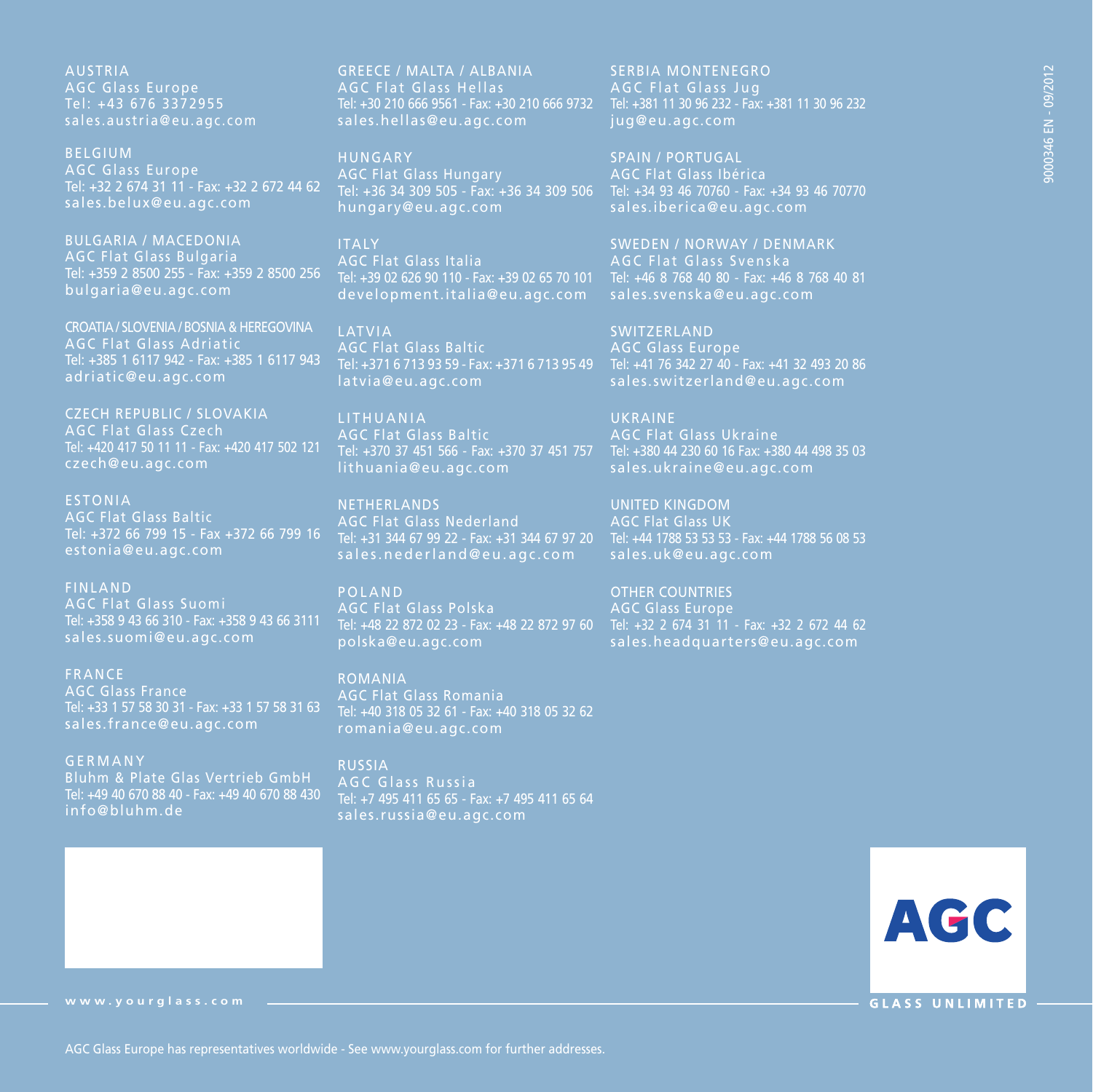AUSTRIA
AGC Glass Europe
Tel: +43 676 3372955
sales.austria@eu.agc.com

BELGIUM
AGC Glass Europe
Tel: +32 2 674 31 11 - Fax: +32 2 672 44 62
sales.belux@eu.agc.com

BULGARIA / MACEDONIA
AGC Flat Glass Bulgaria
Tel: +359 2 8500 255 - Fax: +359 2 8500 256
bulgaria@eu.agc.com

CROATIA / SLOVENIA / BOSNIA & HEREGOVINA
AGC Flat Glass Adriatic
Tel: +385 1 6117 942 - Fax: +385 1 6117 943
adriatic@eu.agc.com

CZECH REPUBLIC / SLOVAKIA
AGC Flat Glass Czech
Tel: +420 417 50 11 11 - Fax: +420 417 502 121
czech@eu.agc.com

ESTONIA
AGC Flat Glass Baltic
Tel: +372 66 799 15 - Fax +372 66 799 16
estonia@eu.agc.com

FINLAND
AGC Flat Glass Suomi
Tel: +358 9 43 66 310 - Fax: +358 9 43 66 3111
sales.suomi@eu.agc.com

FRANCE
AGC Glass France
Tel: +33 1 57 58 30 31 - Fax: +33 1 57 58 31 63
sales.france@eu.agc.com

GERMANY
Bluhm & Plate Glas Vertrieb GmbH
Tel: +49 40 670 88 40 - Fax: +49 40 670 88 430
info@bluhm.de

GREECE / MALTA / ALBANIA
AGC Flat Glass Hellas
Tel: +30 210 666 9561 - Fax: +30 210 666 9732
sales.hellas@eu.agc.com

HUNGARY
AGC Flat Glass Hungary
Tel: +36 34 309 505 - Fax: +36 34 309 506
hungary@eu.agc.com

ITALY
AGC Flat Glass Italia
Tel: +39 02 626 90 110 - Fax: +39 02 65 70 101
development.italia@eu.agc.com

LATVIA
AGC Flat Glass Baltic
Tel: +371 6 713 93 59 - Fax: +371 6 713 95 49
latvia@eu.agc.com

LITHUANIA
AGC Flat Glass Baltic
Tel: +370 37 451 566 - Fax: +370 37 451 757
lithuania@eu.agc.com

NETHERLANDS
AGC Flat Glass Nederland
Tel: +31 344 67 99 22 - Fax: +31 344 67 97 20
sales.nederland@eu.agc.com

POLAND
AGC Flat Glass Polska
Tel: +48 22 872 02 23 - Fax: +48 22 872 97 60
polska@eu.agc.com

ROMANIA
AGC Flat Glass Romania
Tel: +40 318 05 32 61 - Fax: +40 318 05 32 62
romania@eu.agc.com

RUSSIA
AGC Glass Russia
Tel: +7 495 411 65 65 - Fax: +7 495 411 65 64
sales.russia@eu.agc.com

SERBIA MONTENEGRO
AGC Flat Glass Jug
Tel: +381 11 30 96 232 - Fax: +381 11 30 96 232
jug@eu.agc.com

SPAIN / PORTUGAL
AGC Flat Glass Ibérica
Tel: +34 93 46 70760 - Fax: +34 93 46 70770
sales.iberica@eu.agc.com

SWEDEN / NORWAY / DENMARK
AGC Flat Glass Svenska
Tel: +46 8 768 40 80 - Fax: +46 8 768 40 81
sales.svenska@eu.agc.com

SWITZERLAND
AGC Glass Europe
Tel: +41 76 342 27 40 - Fax: +41 32 493 20 86
sales.switzerland@eu.agc.com

UKRAINE
AGC Flat Glass Ukraine
Tel: +380 44 230 60 16 Fax: +380 44 498 35 03
sales.ukraine@eu.agc.com

UNITED KINGDOM
AGC Flat Glass UK
Tel: +44 1788 53 53 53 - Fax: +44 1788 56 08 53
sales.uk@eu.agc.com

OTHER COUNTRIES
AGC Glass Europe
Tel: +32 2 674 31 11 - Fax: +32 2 672 44 62
sales.headquarters@eu.agc.com

9000346 EN - 09/2012

www.yourglass.com

AGC

GLASS UNLIMITED

AGC Glass Europe has representatives worldwide - See www.yourglass.com for further addresses.